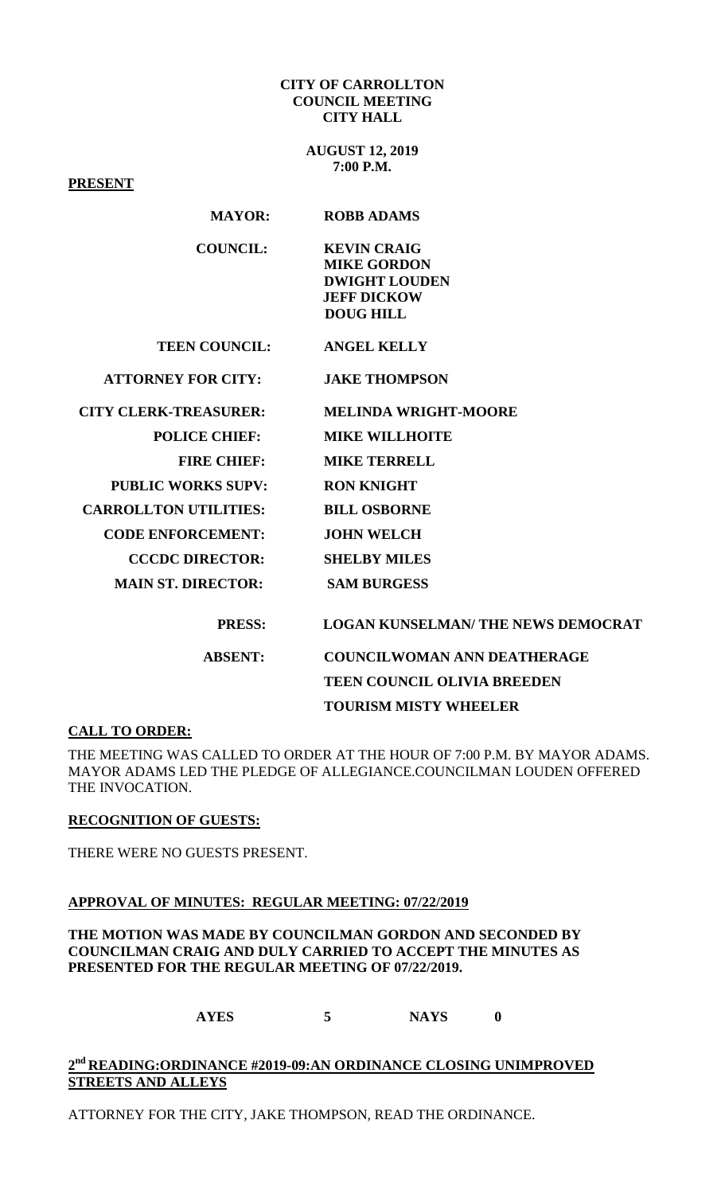**CITY OF CARROLLTON**
**COUNCIL MEETING**
**CITY HALL**

**AUGUST 12, 2019**
**7:00 P.M.**

**PRESENT**

| | |
|---|---|
| **MAYOR:** | **ROBB ADAMS** |
| **COUNCIL:** | **KEVIN CRAIG**<br>**MIKE GORDON**<br>**DWIGHT LOUDEN**<br>**JEFF DICKOW**<br>**DOUG HILL** |
| **TEEN COUNCIL:** | **ANGEL KELLY** |
| **ATTORNEY FOR CITY:** | **JAKE THOMPSON** |
| **CITY CLERK-TREASURER:** | **MELINDA WRIGHT-MOORE** |
| **POLICE CHIEF:** | **MIKE WILLHOITE** |
| **FIRE CHIEF:** | **MIKE TERRELL** |
| **PUBLIC WORKS SUPV:** | **RON KNIGHT** |
| **CARROLLTON UTILITIES:** | **BILL OSBORNE** |
| **CODE ENFORCEMENT:** | **JOHN WELCH** |
| **CCCDC DIRECTOR:** | **SHELBY MILES** |
| **MAIN ST. DIRECTOR:** | **SAM BURGESS** |
| **PRESS:** | **LOGAN KUNSELMAN/ THE NEWS DEMOCRAT** |
| **ABSENT:** | **COUNCILWOMAN ANN DEATHERAGE**<br>**TEEN COUNCIL OLIVIA BREEDEN**<br>**TOURISM MISTY WHEELER** |

**CALL TO ORDER:**

THE MEETING WAS CALLED TO ORDER AT THE HOUR OF 7:00 P.M. BY MAYOR ADAMS. MAYOR ADAMS LED THE PLEDGE OF ALLEGIANCE.COUNCILMAN LOUDEN OFFERED THE INVOCATION.

**RECOGNITION OF GUESTS:**

THERE WERE NO GUESTS PRESENT.

**APPROVAL OF MINUTES: REGULAR MEETING: 07/22/2019**

**THE MOTION WAS MADE BY COUNCILMAN GORDON AND SECONDED BY COUNCILMAN CRAIG AND DULY CARRIED TO ACCEPT THE MINUTES AS PRESENTED FOR THE REGULAR MEETING OF 07/22/2019.**

**AYES 5 NAYS 0**

**2nd READING:ORDINANCE #2019-09:AN ORDINANCE CLOSING UNIMPROVED STREETS AND ALLEYS**

ATTORNEY FOR THE CITY, JAKE THOMPSON, READ THE ORDINANCE.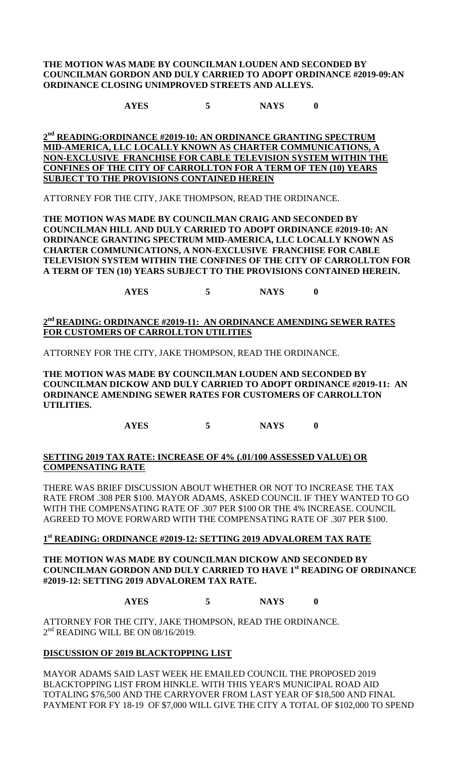**THE MOTION WAS MADE BY COUNCILMAN LOUDEN AND SECONDED BY COUNCILMAN GORDON AND DULY CARRIED TO ADOPT ORDINANCE #2019-09:AN ORDINANCE CLOSING UNIMPROVED STREETS AND ALLEYS.**

**AYES 5 NAYS 0**

**<u>2nd READING:ORDINANCE #2019-10: AN ORDINANCE GRANTING SPECTRUM MID-AMERICA, LLC LOCALLY KNOWN AS CHARTER COMMUNICATIONS, A NON-EXCLUSIVE FRANCHISE FOR CABLE TELEVISION SYSTEM WITHIN THE CONFINES OF THE CITY OF CARROLLTON FOR A TERM OF TEN (10) YEARS SUBJECT TO THE PROVISIONS CONTAINED HEREIN</u>**

ATTORNEY FOR THE CITY, JAKE THOMPSON, READ THE ORDINANCE.

**THE MOTION WAS MADE BY COUNCILMAN CRAIG AND SECONDED BY COUNCILMAN HILL AND DULY CARRIED TO ADOPT ORDINANCE #2019-10: AN ORDINANCE GRANTING SPECTRUM MID-AMERICA, LLC LOCALLY KNOWN AS CHARTER COMMUNICATIONS, A NON-EXCLUSIVE FRANCHISE FOR CABLE TELEVISION SYSTEM WITHIN THE CONFINES OF THE CITY OF CARROLLTON FOR A TERM OF TEN (10) YEARS SUBJECT TO THE PROVISIONS CONTAINED HEREIN.**

**AYES 5 NAYS 0**

**<u>2nd READING: ORDINANCE #2019-11: AN ORDINANCE AMENDING SEWER RATES FOR CUSTOMERS OF CARROLLTON UTILITIES</u>**

ATTORNEY FOR THE CITY, JAKE THOMPSON, READ THE ORDINANCE.

**THE MOTION WAS MADE BY COUNCILMAN LOUDEN AND SECONDED BY COUNCILMAN DICKOW AND DULY CARRIED TO ADOPT ORDINANCE #2019-11: AN ORDINANCE AMENDING SEWER RATES FOR CUSTOMERS OF CARROLLTON UTILITIES.**

**AYES 5 NAYS 0**

**<u>SETTING 2019 TAX RATE: INCREASE OF 4% (.01/100 ASSESSED VALUE) OR COMPENSATING RATE</u>**

THERE WAS BRIEF DISCUSSION ABOUT WHETHER OR NOT TO INCREASE THE TAX RATE FROM .308 PER $100. MAYOR ADAMS, ASKED COUNCIL IF THEY WANTED TO GO WITH THE COMPENSATING RATE OF .307 PER $100 OR THE 4% INCREASE. COUNCIL AGREED TO MOVE FORWARD WITH THE COMPENSATING RATE OF .307 PER $100.

**<u>1st READING: ORDINANCE #2019-12: SETTING 2019 ADVALOREM TAX RATE</u>**

**THE MOTION WAS MADE BY COUNCILMAN DICKOW AND SECONDED BY COUNCILMAN GORDON AND DULY CARRIED TO HAVE 1st READING OF ORDINANCE #2019-12: SETTING 2019 ADVALOREM TAX RATE.**

**AYES 5 NAYS 0**

ATTORNEY FOR THE CITY, JAKE THOMPSON, READ THE ORDINANCE.
2nd READING WILL BE ON 08/16/2019.

**<u>DISCUSSION OF 2019 BLACKTOPPING LIST</u>**

MAYOR ADAMS SAID LAST WEEK HE EMAILED COUNCIL THE PROPOSED 2019 BLACKTOPPING LIST FROM HINKLE. WITH THIS YEAR'S MUNICIPAL ROAD AID TOTALING $76,500 AND THE CARRYOVER FROM LAST YEAR OF $18,500 AND FINAL PAYMENT FOR FY 18-19 OF $7,000 WILL GIVE THE CITY A TOTAL OF $102,000 TO SPEND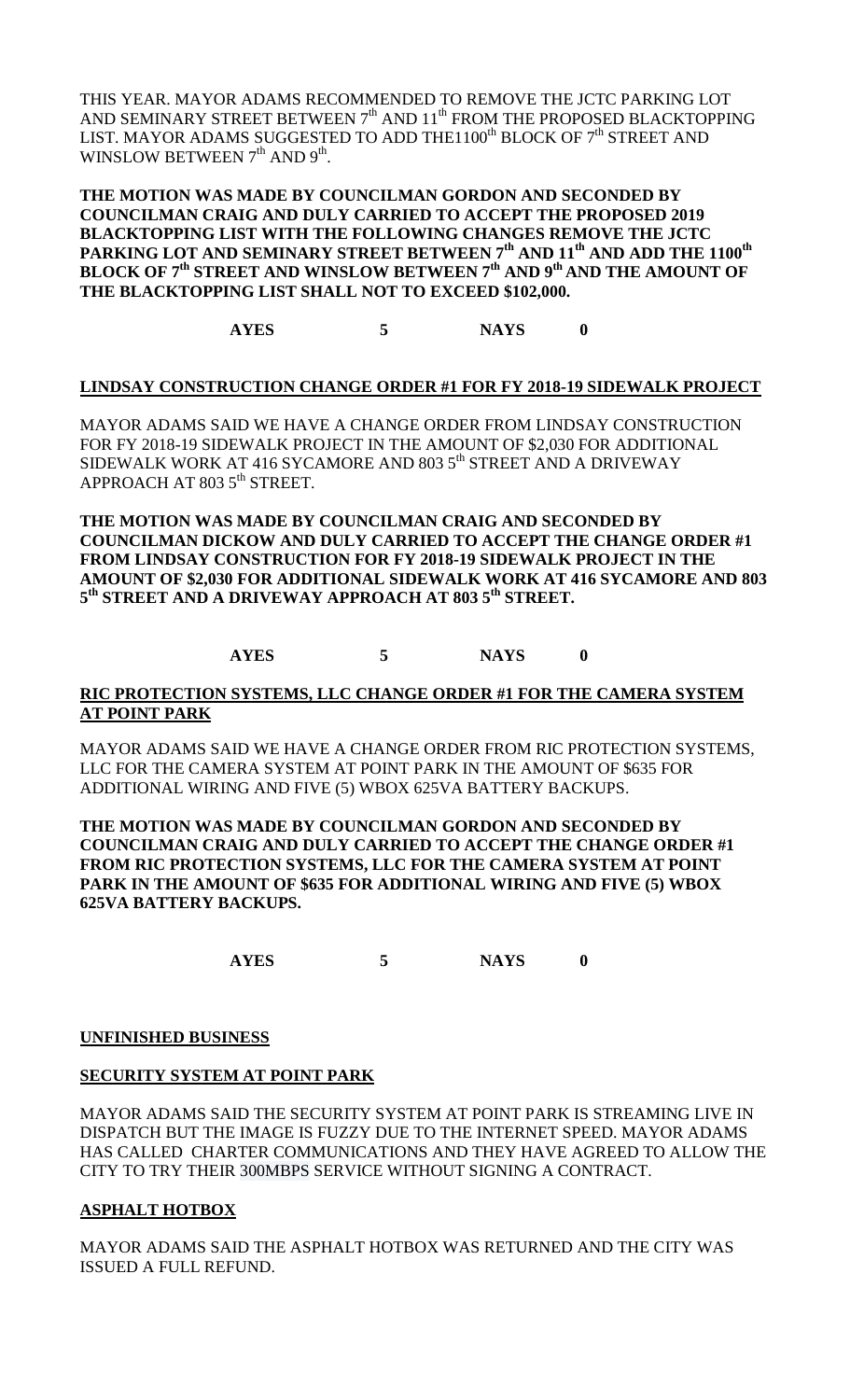THIS YEAR. MAYOR ADAMS RECOMMENDED TO REMOVE THE JCTC PARKING LOT AND SEMINARY STREET BETWEEN 7th AND 11th FROM THE PROPOSED BLACKTOPPING LIST. MAYOR ADAMS SUGGESTED TO ADD THE1100th BLOCK OF 7th STREET AND WINSLOW BETWEEN 7th AND 9th.

**THE MOTION WAS MADE BY COUNCILMAN GORDON AND SECONDED BY COUNCILMAN CRAIG AND DULY CARRIED TO ACCEPT THE PROPOSED 2019 BLACKTOPPING LIST WITH THE FOLLOWING CHANGES REMOVE THE JCTC PARKING LOT AND SEMINARY STREET BETWEEN 7th AND 11th AND ADD THE 1100th BLOCK OF 7th STREET AND WINSLOW BETWEEN 7th AND 9th AND THE AMOUNT OF THE BLACKTOPPING LIST SHALL NOT TO EXCEED $102,000.**

**AYES 5 NAYS 0**

**LINDSAY CONSTRUCTION CHANGE ORDER #1 FOR FY 2018-19 SIDEWALK PROJECT**

MAYOR ADAMS SAID WE HAVE A CHANGE ORDER FROM LINDSAY CONSTRUCTION FOR FY 2018-19 SIDEWALK PROJECT IN THE AMOUNT OF $2,030 FOR ADDITIONAL SIDEWALK WORK AT 416 SYCAMORE AND 803 5th STREET AND A DRIVEWAY APPROACH AT 803 5th STREET.

**THE MOTION WAS MADE BY COUNCILMAN CRAIG AND SECONDED BY COUNCILMAN DICKOW AND DULY CARRIED TO ACCEPT THE CHANGE ORDER #1 FROM LINDSAY CONSTRUCTION FOR FY 2018-19 SIDEWALK PROJECT IN THE AMOUNT OF $2,030 FOR ADDITIONAL SIDEWALK WORK AT 416 SYCAMORE AND 803 5th STREET AND A DRIVEWAY APPROACH AT 803 5th STREET.**

**AYES 5 NAYS 0**

**RIC PROTECTION SYSTEMS, LLC CHANGE ORDER #1 FOR THE CAMERA SYSTEM AT POINT PARK**

MAYOR ADAMS SAID WE HAVE A CHANGE ORDER FROM RIC PROTECTION SYSTEMS, LLC FOR THE CAMERA SYSTEM AT POINT PARK IN THE AMOUNT OF $635 FOR ADDITIONAL WIRING AND FIVE (5) WBOX 625VA BATTERY BACKUPS.

**THE MOTION WAS MADE BY COUNCILMAN GORDON AND SECONDED BY COUNCILMAN CRAIG AND DULY CARRIED TO ACCEPT THE CHANGE ORDER #1 FROM RIC PROTECTION SYSTEMS, LLC FOR THE CAMERA SYSTEM AT POINT PARK IN THE AMOUNT OF $635 FOR ADDITIONAL WIRING AND FIVE (5) WBOX 625VA BATTERY BACKUPS.**

**AYES 5 NAYS 0**

**UNFINISHED BUSINESS**

**SECURITY SYSTEM AT POINT PARK**

MAYOR ADAMS SAID THE SECURITY SYSTEM AT POINT PARK IS STREAMING LIVE IN DISPATCH BUT THE IMAGE IS FUZZY DUE TO THE INTERNET SPEED. MAYOR ADAMS HAS CALLED CHARTER COMMUNICATIONS AND THEY HAVE AGREED TO ALLOW THE CITY TO TRY THEIR 300MBPS SERVICE WITHOUT SIGNING A CONTRACT.

**ASPHALT HOTBOX**

MAYOR ADAMS SAID THE ASPHALT HOTBOX WAS RETURNED AND THE CITY WAS ISSUED A FULL REFUND.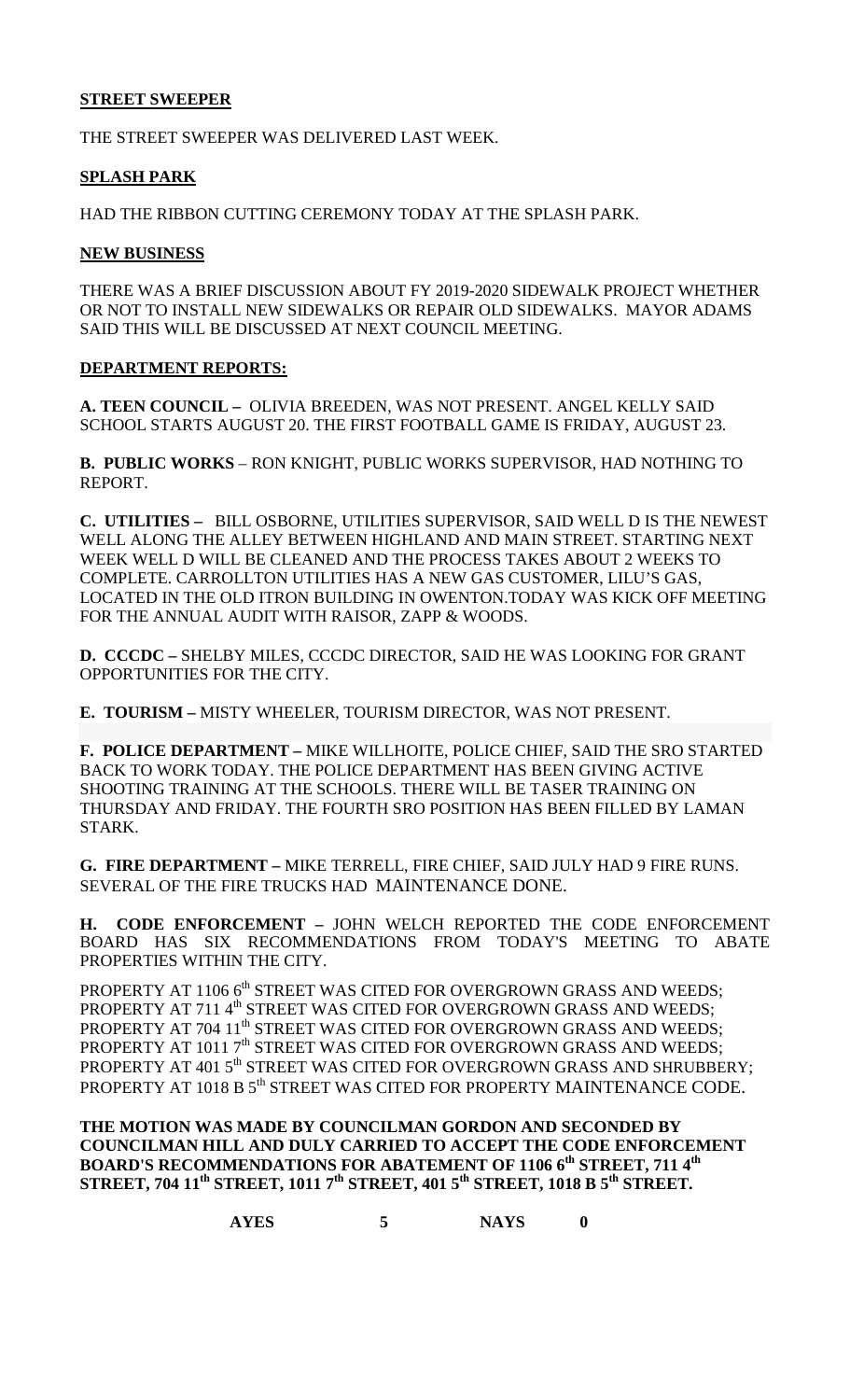**STREET SWEEPER**

THE STREET SWEEPER WAS DELIVERED LAST WEEK.

**SPLASH PARK**

HAD THE RIBBON CUTTING CEREMONY TODAY AT THE SPLASH PARK.

**NEW BUSINESS**

THERE WAS A BRIEF DISCUSSION ABOUT FY 2019-2020 SIDEWALK PROJECT WHETHER OR NOT TO INSTALL NEW SIDEWALKS OR REPAIR OLD SIDEWALKS. MAYOR ADAMS SAID THIS WILL BE DISCUSSED AT NEXT COUNCIL MEETING.

**DEPARTMENT REPORTS:**

**A. TEEN COUNCIL –** OLIVIA BREEDEN, WAS NOT PRESENT. ANGEL KELLY SAID SCHOOL STARTS AUGUST 20. THE FIRST FOOTBALL GAME IS FRIDAY, AUGUST 23.

**B. PUBLIC WORKS** – RON KNIGHT, PUBLIC WORKS SUPERVISOR, HAD NOTHING TO REPORT.

**C. UTILITIES –** BILL OSBORNE, UTILITIES SUPERVISOR, SAID WELL D IS THE NEWEST WELL ALONG THE ALLEY BETWEEN HIGHLAND AND MAIN STREET. STARTING NEXT WEEK WELL D WILL BE CLEANED AND THE PROCESS TAKES ABOUT 2 WEEKS TO COMPLETE. CARROLLTON UTILITIES HAS A NEW GAS CUSTOMER, LILU'S GAS, LOCATED IN THE OLD ITRON BUILDING IN OWENTON.TODAY WAS KICK OFF MEETING FOR THE ANNUAL AUDIT WITH RAISOR, ZAPP & WOODS.

**D. CCCDC –** SHELBY MILES, CCCDC DIRECTOR, SAID HE WAS LOOKING FOR GRANT OPPORTUNITIES FOR THE CITY.

**E. TOURISM –** MISTY WHEELER, TOURISM DIRECTOR, WAS NOT PRESENT.

**F. POLICE DEPARTMENT –** MIKE WILLHOITE, POLICE CHIEF, SAID THE SRO STARTED BACK TO WORK TODAY. THE POLICE DEPARTMENT HAS BEEN GIVING ACTIVE SHOOTING TRAINING AT THE SCHOOLS. THERE WILL BE TASER TRAINING ON THURSDAY AND FRIDAY. THE FOURTH SRO POSITION HAS BEEN FILLED BY LAMAN STARK.

**G. FIRE DEPARTMENT –** MIKE TERRELL, FIRE CHIEF, SAID JULY HAD 9 FIRE RUNS. SEVERAL OF THE FIRE TRUCKS HAD MAINTENANCE DONE.

**H. CODE ENFORCEMENT –** JOHN WELCH REPORTED THE CODE ENFORCEMENT BOARD HAS SIX RECOMMENDATIONS FROM TODAY'S MEETING TO ABATE PROPERTIES WITHIN THE CITY.

PROPERTY AT 1106 6th STREET WAS CITED FOR OVERGROWN GRASS AND WEEDS;
PROPERTY AT 711 4th STREET WAS CITED FOR OVERGROWN GRASS AND WEEDS;
PROPERTY AT 704 11th STREET WAS CITED FOR OVERGROWN GRASS AND WEEDS;
PROPERTY AT 1011 7th STREET WAS CITED FOR OVERGROWN GRASS AND WEEDS;
PROPERTY AT 401 5th STREET WAS CITED FOR OVERGROWN GRASS AND SHRUBBERY;
PROPERTY AT 1018 B 5th STREET WAS CITED FOR PROPERTY MAINTENANCE CODE.

**THE MOTION WAS MADE BY COUNCILMAN GORDON AND SECONDED BY COUNCILMAN HILL AND DULY CARRIED TO ACCEPT THE CODE ENFORCEMENT BOARD'S RECOMMENDATIONS FOR ABATEMENT OF 1106 6th STREET, 711 4th STREET, 704 11th STREET, 1011 7th STREET, 401 5th STREET, 1018 B 5th STREET.**

**AYES 5 NAYS 0**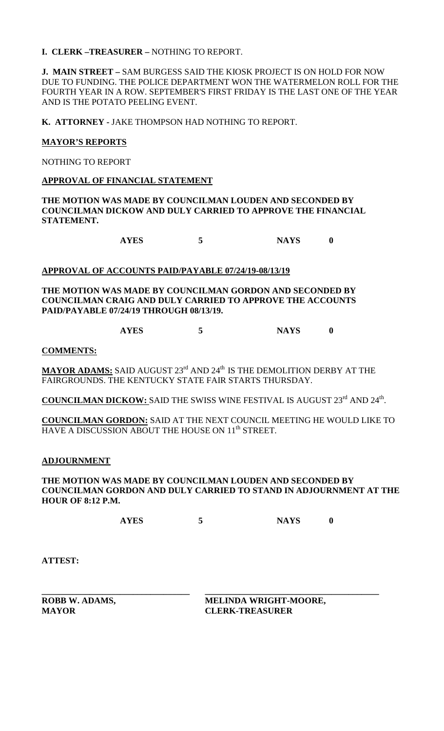**I. CLERK –TREASURER –** NOTHING TO REPORT.

**J. MAIN STREET –** SAM BURGESS SAID THE KIOSK PROJECT IS ON HOLD FOR NOW DUE TO FUNDING. THE POLICE DEPARTMENT WON THE WATERMELON ROLL FOR THE FOURTH YEAR IN A ROW. SEPTEMBER'S FIRST FRIDAY IS THE LAST ONE OF THE YEAR AND IS THE POTATO PEELING EVENT.

**K. ATTORNEY -** JAKE THOMPSON HAD NOTHING TO REPORT.

**MAYOR'S REPORTS**

NOTHING TO REPORT

**APPROVAL OF FINANCIAL STATEMENT**

**THE MOTION WAS MADE BY COUNCILMAN LOUDEN AND SECONDED BY COUNCILMAN DICKOW AND DULY CARRIED TO APPROVE THE FINANCIAL STATEMENT.**

**AYES 5 NAYS 0**

**APPROVAL OF ACCOUNTS PAID/PAYABLE 07/24/19-08/13/19**

**THE MOTION WAS MADE BY COUNCILMAN GORDON AND SECONDED BY COUNCILMAN CRAIG AND DULY CARRIED TO APPROVE THE ACCOUNTS PAID/PAYABLE 07/24/19 THROUGH 08/13/19.**

**AYES 5 NAYS 0**

**COMMENTS:**

**MAYOR ADAMS:** SAID AUGUST 23rd AND 24th IS THE DEMOLITION DERBY AT THE FAIRGROUNDS. THE KENTUCKY STATE FAIR STARTS THURSDAY.

**COUNCILMAN DICKOW:** SAID THE SWISS WINE FESTIVAL IS AUGUST 23rd AND 24th.

**COUNCILMAN GORDON:** SAID AT THE NEXT COUNCIL MEETING HE WOULD LIKE TO HAVE A DISCUSSION ABOUT THE HOUSE ON 11th STREET.

**ADJOURNMENT**

**THE MOTION WAS MADE BY COUNCILMAN LOUDEN AND SECONDED BY COUNCILMAN GORDON AND DULY CARRIED TO STAND IN ADJOURNMENT AT THE HOUR OF 8:12 P.M.**

**AYES 5 NAYS 0**

**ATTEST:**

______________________________ ______________________________

**ROBB W. ADAMS,**
**MAYOR**

**MELINDA WRIGHT-MOORE,**
**CLERK-TREASURER**